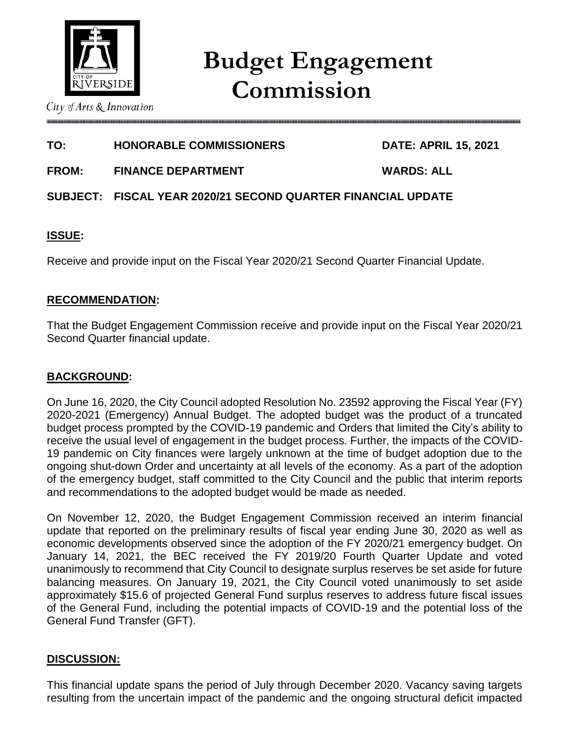City of Arts & Innovation

# Budget Engagement Commission

**TO:** HONORABLE COMMISSIONERS **DATE: APRIL 15, 2021**

**FROM:** FINANCE DEPARTMENT **WARDS: ALL**

**SUBJECT: FISCAL YEAR 2020/21 SECOND QUARTER FINANCIAL UPDATE**

## ISSUE:

Receive and provide input on the Fiscal Year 2020/21 Second Quarter Financial Update.

## RECOMMENDATION:

That the Budget Engagement Commission receive and provide input on the Fiscal Year 2020/21 Second Quarter financial update.

## BACKGROUND:

On June 16, 2020, the City Council adopted Resolution No. 23592 approving the Fiscal Year (FY) 2020-2021 (Emergency) Annual Budget. The adopted budget was the product of a truncated budget process prompted by the COVID-19 pandemic and Orders that limited the City's ability to receive the usual level of engagement in the budget process. Further, the impacts of the COVID-19 pandemic on City finances were largely unknown at the time of budget adoption due to the ongoing shut-down Order and uncertainty at all levels of the economy. As a part of the adoption of the emergency budget, staff committed to the City Council and the public that interim reports and recommendations to the adopted budget would be made as needed.

On November 12, 2020, the Budget Engagement Commission received an interim financial update that reported on the preliminary results of fiscal year ending June 30, 2020 as well as economic developments observed since the adoption of the FY 2020/21 emergency budget. On January 14, 2021, the BEC received the FY 2019/20 Fourth Quarter Update and voted unanimously to recommend that City Council to designate surplus reserves be set aside for future balancing measures. On January 19, 2021, the City Council voted unanimously to set aside approximately $15.6 of projected General Fund surplus reserves to address future fiscal issues of the General Fund, including the potential impacts of COVID-19 and the potential loss of the General Fund Transfer (GFT).

## DISCUSSION:

This financial update spans the period of July through December 2020. Vacancy saving targets resulting from the uncertain impact of the pandemic and the ongoing structural deficit impacted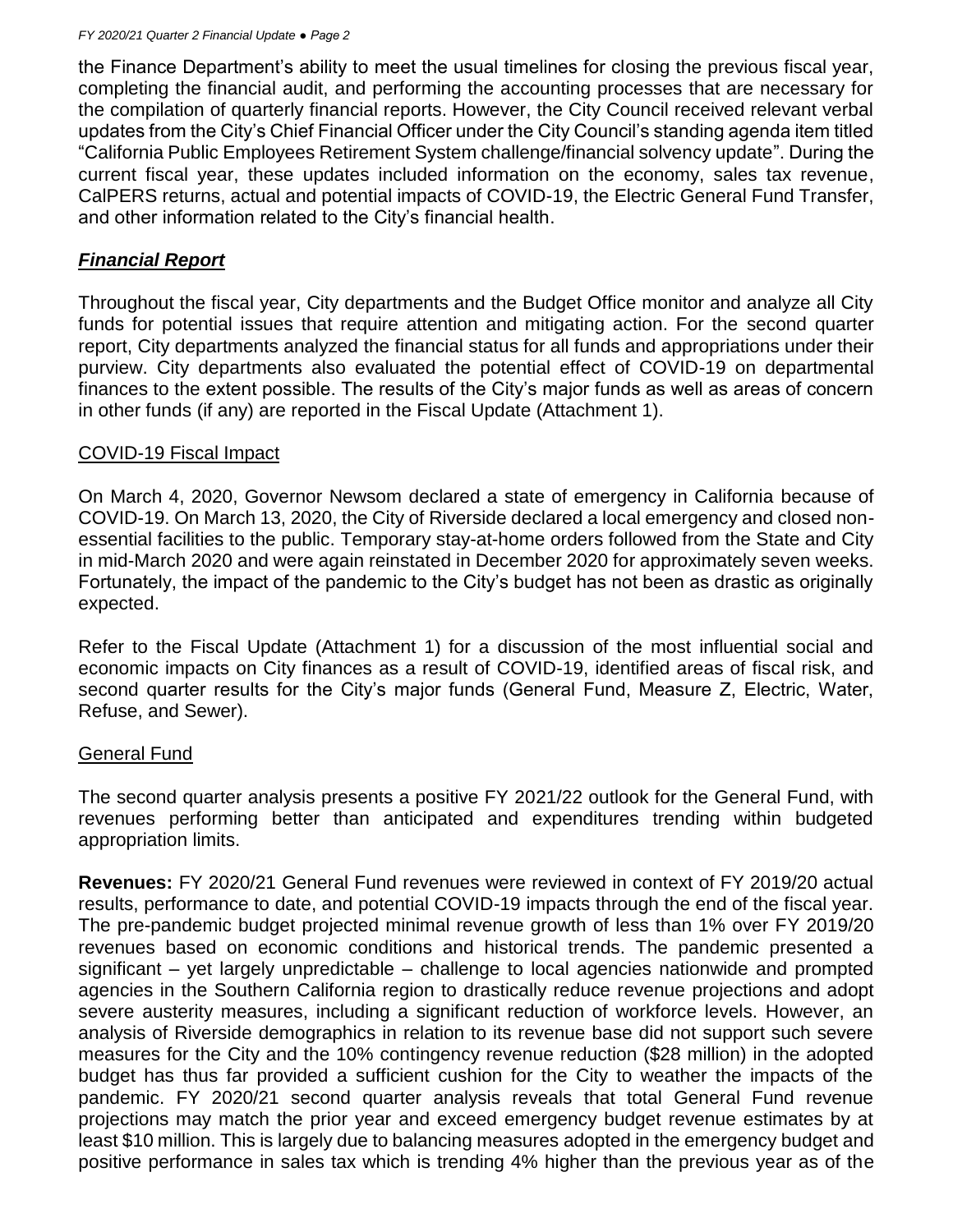the Finance Department's ability to meet the usual timelines for closing the previous fiscal year, completing the financial audit, and performing the accounting processes that are necessary for the compilation of quarterly financial reports. However, the City Council received relevant verbal updates from the City's Chief Financial Officer under the City Council's standing agenda item titled "California Public Employees Retirement System challenge/financial solvency update". During the current fiscal year, these updates included information on the economy, sales tax revenue, CalPERS returns, actual and potential impacts of COVID-19, the Electric General Fund Transfer, and other information related to the City's financial health.

## ***Financial Report***

Throughout the fiscal year, City departments and the Budget Office monitor and analyze all City funds for potential issues that require attention and mitigating action. For the second quarter report, City departments analyzed the financial status for all funds and appropriations under their purview. City departments also evaluated the potential effect of COVID-19 on departmental finances to the extent possible. The results of the City's major funds as well as areas of concern in other funds (if any) are reported in the Fiscal Update (Attachment 1).

### COVID-19 Fiscal Impact

On March 4, 2020, Governor Newsom declared a state of emergency in California because of COVID-19. On March 13, 2020, the City of Riverside declared a local emergency and closed non-essential facilities to the public. Temporary stay-at-home orders followed from the State and City in mid-March 2020 and were again reinstated in December 2020 for approximately seven weeks. Fortunately, the impact of the pandemic to the City's budget has not been as drastic as originally expected.

Refer to the Fiscal Update (Attachment 1) for a discussion of the most influential social and economic impacts on City finances as a result of COVID-19, identified areas of fiscal risk, and second quarter results for the City's major funds (General Fund, Measure Z, Electric, Water, Refuse, and Sewer).

### General Fund

The second quarter analysis presents a positive FY 2021/22 outlook for the General Fund, with revenues performing better than anticipated and expenditures trending within budgeted appropriation limits.

**Revenues:** FY 2020/21 General Fund revenues were reviewed in context of FY 2019/20 actual results, performance to date, and potential COVID-19 impacts through the end of the fiscal year. The pre-pandemic budget projected minimal revenue growth of less than 1% over FY 2019/20 revenues based on economic conditions and historical trends. The pandemic presented a significant – yet largely unpredictable – challenge to local agencies nationwide and prompted agencies in the Southern California region to drastically reduce revenue projections and adopt severe austerity measures, including a significant reduction of workforce levels. However, an analysis of Riverside demographics in relation to its revenue base did not support such severe measures for the City and the 10% contingency revenue reduction ($28 million) in the adopted budget has thus far provided a sufficient cushion for the City to weather the impacts of the pandemic. FY 2020/21 second quarter analysis reveals that total General Fund revenue projections may match the prior year and exceed emergency budget revenue estimates by at least $10 million. This is largely due to balancing measures adopted in the emergency budget and positive performance in sales tax which is trending 4% higher than the previous year as of the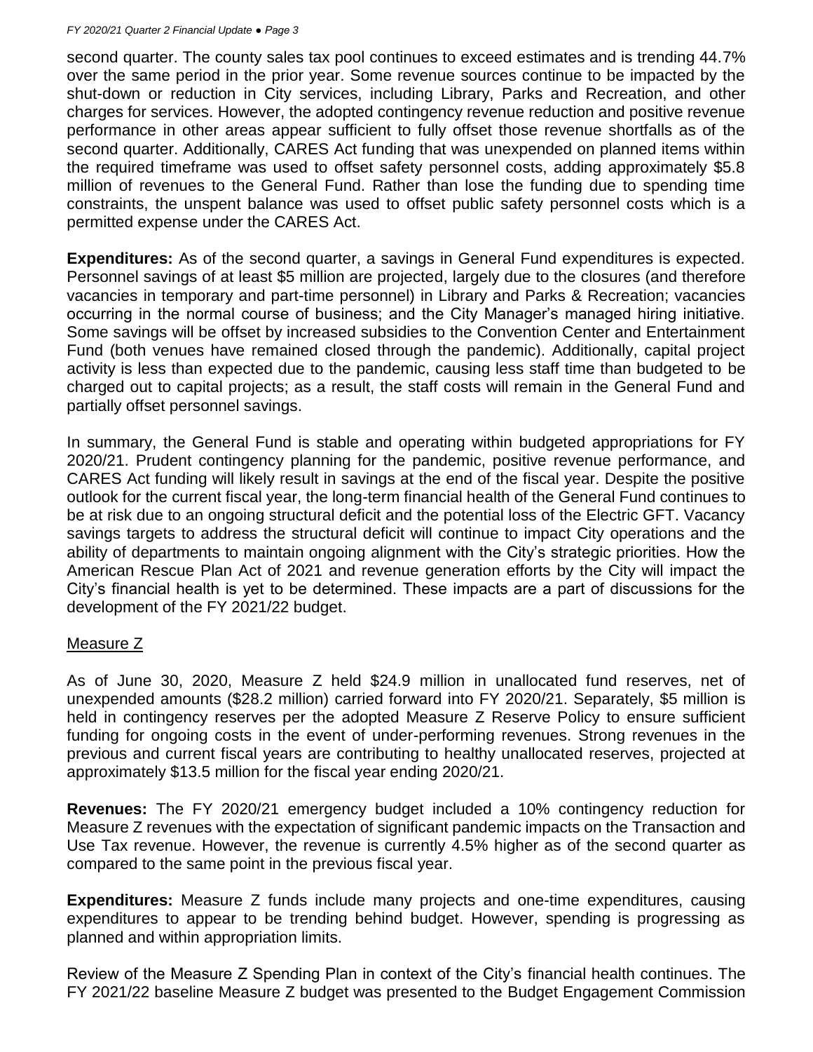second quarter. The county sales tax pool continues to exceed estimates and is trending 44.7% over the same period in the prior year. Some revenue sources continue to be impacted by the shut-down or reduction in City services, including Library, Parks and Recreation, and other charges for services. However, the adopted contingency revenue reduction and positive revenue performance in other areas appear sufficient to fully offset those revenue shortfalls as of the second quarter. Additionally, CARES Act funding that was unexpended on planned items within the required timeframe was used to offset safety personnel costs, adding approximately $5.8 million of revenues to the General Fund. Rather than lose the funding due to spending time constraints, the unspent balance was used to offset public safety personnel costs which is a permitted expense under the CARES Act.

**Expenditures:** As of the second quarter, a savings in General Fund expenditures is expected. Personnel savings of at least $5 million are projected, largely due to the closures (and therefore vacancies in temporary and part-time personnel) in Library and Parks & Recreation; vacancies occurring in the normal course of business; and the City Manager's managed hiring initiative. Some savings will be offset by increased subsidies to the Convention Center and Entertainment Fund (both venues have remained closed through the pandemic). Additionally, capital project activity is less than expected due to the pandemic, causing less staff time than budgeted to be charged out to capital projects; as a result, the staff costs will remain in the General Fund and partially offset personnel savings.

In summary, the General Fund is stable and operating within budgeted appropriations for FY 2020/21. Prudent contingency planning for the pandemic, positive revenue performance, and CARES Act funding will likely result in savings at the end of the fiscal year. Despite the positive outlook for the current fiscal year, the long-term financial health of the General Fund continues to be at risk due to an ongoing structural deficit and the potential loss of the Electric GFT. Vacancy savings targets to address the structural deficit will continue to impact City operations and the ability of departments to maintain ongoing alignment with the City's strategic priorities. How the American Rescue Plan Act of 2021 and revenue generation efforts by the City will impact the City's financial health is yet to be determined. These impacts are a part of discussions for the development of the FY 2021/22 budget.

## Measure Z

As of June 30, 2020, Measure Z held $24.9 million in unallocated fund reserves, net of unexpended amounts ($28.2 million) carried forward into FY 2020/21. Separately, $5 million is held in contingency reserves per the adopted Measure Z Reserve Policy to ensure sufficient funding for ongoing costs in the event of under-performing revenues. Strong revenues in the previous and current fiscal years are contributing to healthy unallocated reserves, projected at approximately $13.5 million for the fiscal year ending 2020/21.

**Revenues:** The FY 2020/21 emergency budget included a 10% contingency reduction for Measure Z revenues with the expectation of significant pandemic impacts on the Transaction and Use Tax revenue. However, the revenue is currently 4.5% higher as of the second quarter as compared to the same point in the previous fiscal year.

**Expenditures:** Measure Z funds include many projects and one-time expenditures, causing expenditures to appear to be trending behind budget. However, spending is progressing as planned and within appropriation limits.

Review of the Measure Z Spending Plan in context of the City's financial health continues. The FY 2021/22 baseline Measure Z budget was presented to the Budget Engagement Commission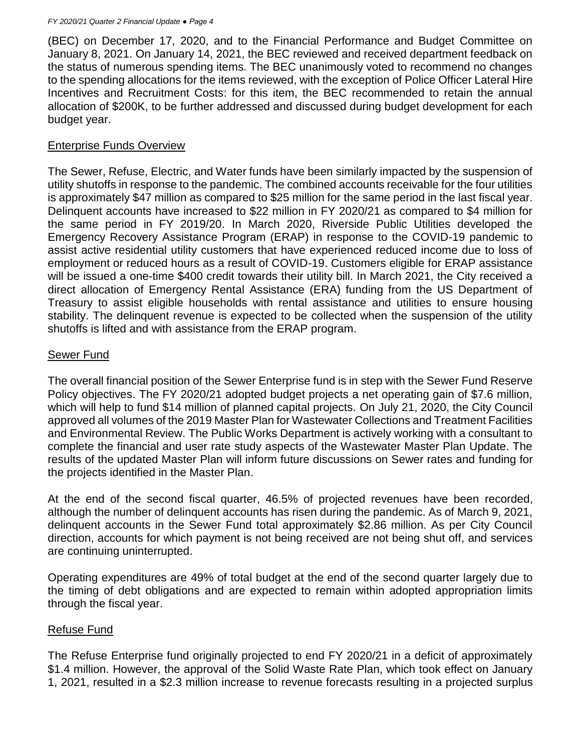(BEC) on December 17, 2020, and to the Financial Performance and Budget Committee on January 8, 2021. On January 14, 2021, the BEC reviewed and received department feedback on the status of numerous spending items. The BEC unanimously voted to recommend no changes to the spending allocations for the items reviewed, with the exception of Police Officer Lateral Hire Incentives and Recruitment Costs: for this item, the BEC recommended to retain the annual allocation of $200K, to be further addressed and discussed during budget development for each budget year.

## Enterprise Funds Overview

The Sewer, Refuse, Electric, and Water funds have been similarly impacted by the suspension of utility shutoffs in response to the pandemic. The combined accounts receivable for the four utilities is approximately $47 million as compared to $25 million for the same period in the last fiscal year. Delinquent accounts have increased to $22 million in FY 2020/21 as compared to $4 million for the same period in FY 2019/20. In March 2020, Riverside Public Utilities developed the Emergency Recovery Assistance Program (ERAP) in response to the COVID-19 pandemic to assist active residential utility customers that have experienced reduced income due to loss of employment or reduced hours as a result of COVID-19. Customers eligible for ERAP assistance will be issued a one-time $400 credit towards their utility bill. In March 2021, the City received a direct allocation of Emergency Rental Assistance (ERA) funding from the US Department of Treasury to assist eligible households with rental assistance and utilities to ensure housing stability. The delinquent revenue is expected to be collected when the suspension of the utility shutoffs is lifted and with assistance from the ERAP program.

## Sewer Fund

The overall financial position of the Sewer Enterprise fund is in step with the Sewer Fund Reserve Policy objectives. The FY 2020/21 adopted budget projects a net operating gain of $7.6 million, which will help to fund $14 million of planned capital projects. On July 21, 2020, the City Council approved all volumes of the 2019 Master Plan for Wastewater Collections and Treatment Facilities and Environmental Review. The Public Works Department is actively working with a consultant to complete the financial and user rate study aspects of the Wastewater Master Plan Update. The results of the updated Master Plan will inform future discussions on Sewer rates and funding for the projects identified in the Master Plan.

At the end of the second fiscal quarter, 46.5% of projected revenues have been recorded, although the number of delinquent accounts has risen during the pandemic. As of March 9, 2021, delinquent accounts in the Sewer Fund total approximately $2.86 million. As per City Council direction, accounts for which payment is not being received are not being shut off, and services are continuing uninterrupted.

Operating expenditures are 49% of total budget at the end of the second quarter largely due to the timing of debt obligations and are expected to remain within adopted appropriation limits through the fiscal year.

## Refuse Fund

The Refuse Enterprise fund originally projected to end FY 2020/21 in a deficit of approximately $1.4 million. However, the approval of the Solid Waste Rate Plan, which took effect on January 1, 2021, resulted in a $2.3 million increase to revenue forecasts resulting in a projected surplus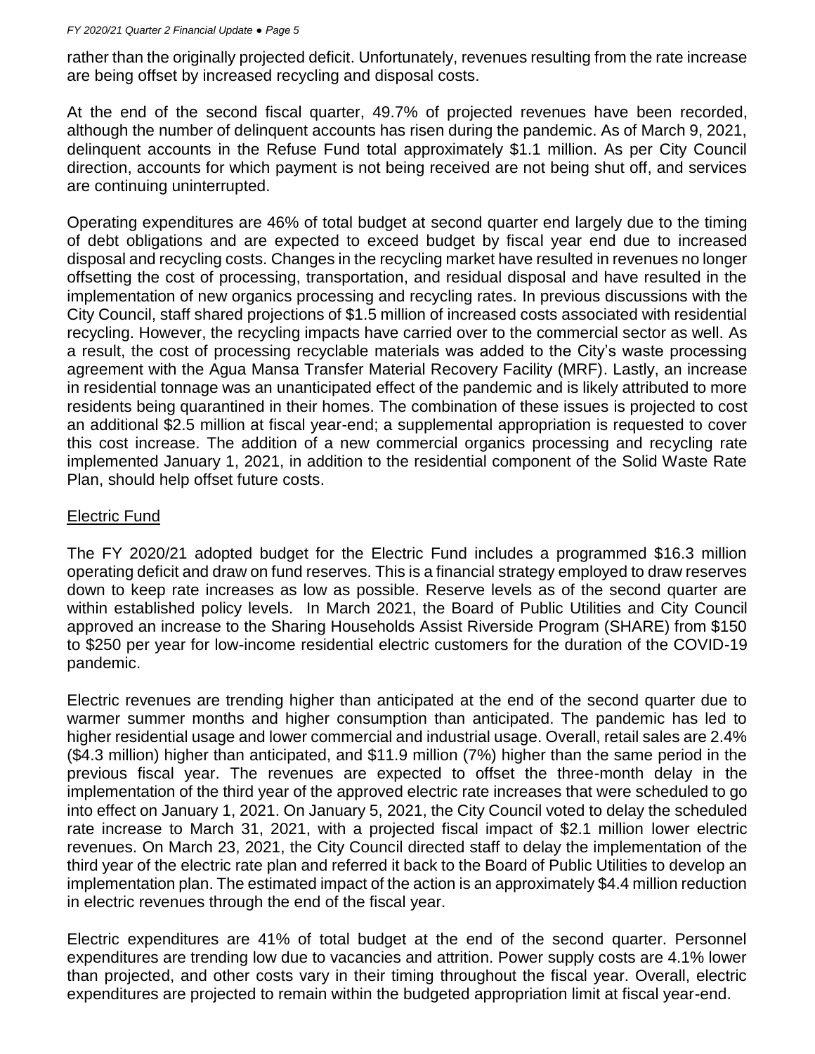rather than the originally projected deficit. Unfortunately, revenues resulting from the rate increase are being offset by increased recycling and disposal costs.

At the end of the second fiscal quarter, 49.7% of projected revenues have been recorded, although the number of delinquent accounts has risen during the pandemic. As of March 9, 2021, delinquent accounts in the Refuse Fund total approximately $1.1 million. As per City Council direction, accounts for which payment is not being received are not being shut off, and services are continuing uninterrupted.

Operating expenditures are 46% of total budget at second quarter end largely due to the timing of debt obligations and are expected to exceed budget by fiscal year end due to increased disposal and recycling costs. Changes in the recycling market have resulted in revenues no longer offsetting the cost of processing, transportation, and residual disposal and have resulted in the implementation of new organics processing and recycling rates. In previous discussions with the City Council, staff shared projections of $1.5 million of increased costs associated with residential recycling. However, the recycling impacts have carried over to the commercial sector as well. As a result, the cost of processing recyclable materials was added to the City's waste processing agreement with the Agua Mansa Transfer Material Recovery Facility (MRF). Lastly, an increase in residential tonnage was an unanticipated effect of the pandemic and is likely attributed to more residents being quarantined in their homes. The combination of these issues is projected to cost an additional $2.5 million at fiscal year-end; a supplemental appropriation is requested to cover this cost increase. The addition of a new commercial organics processing and recycling rate implemented January 1, 2021, in addition to the residential component of the Solid Waste Rate Plan, should help offset future costs.

## Electric Fund

The FY 2020/21 adopted budget for the Electric Fund includes a programmed $16.3 million operating deficit and draw on fund reserves. This is a financial strategy employed to draw reserves down to keep rate increases as low as possible. Reserve levels as of the second quarter are within established policy levels. In March 2021, the Board of Public Utilities and City Council approved an increase to the Sharing Households Assist Riverside Program (SHARE) from $150 to $250 per year for low-income residential electric customers for the duration of the COVID-19 pandemic.

Electric revenues are trending higher than anticipated at the end of the second quarter due to warmer summer months and higher consumption than anticipated. The pandemic has led to higher residential usage and lower commercial and industrial usage. Overall, retail sales are 2.4% ($4.3 million) higher than anticipated, and $11.9 million (7%) higher than the same period in the previous fiscal year. The revenues are expected to offset the three-month delay in the implementation of the third year of the approved electric rate increases that were scheduled to go into effect on January 1, 2021. On January 5, 2021, the City Council voted to delay the scheduled rate increase to March 31, 2021, with a projected fiscal impact of $2.1 million lower electric revenues. On March 23, 2021, the City Council directed staff to delay the implementation of the third year of the electric rate plan and referred it back to the Board of Public Utilities to develop an implementation plan. The estimated impact of the action is an approximately $4.4 million reduction in electric revenues through the end of the fiscal year.

Electric expenditures are 41% of total budget at the end of the second quarter. Personnel expenditures are trending low due to vacancies and attrition. Power supply costs are 4.1% lower than projected, and other costs vary in their timing throughout the fiscal year. Overall, electric expenditures are projected to remain within the budgeted appropriation limit at fiscal year-end.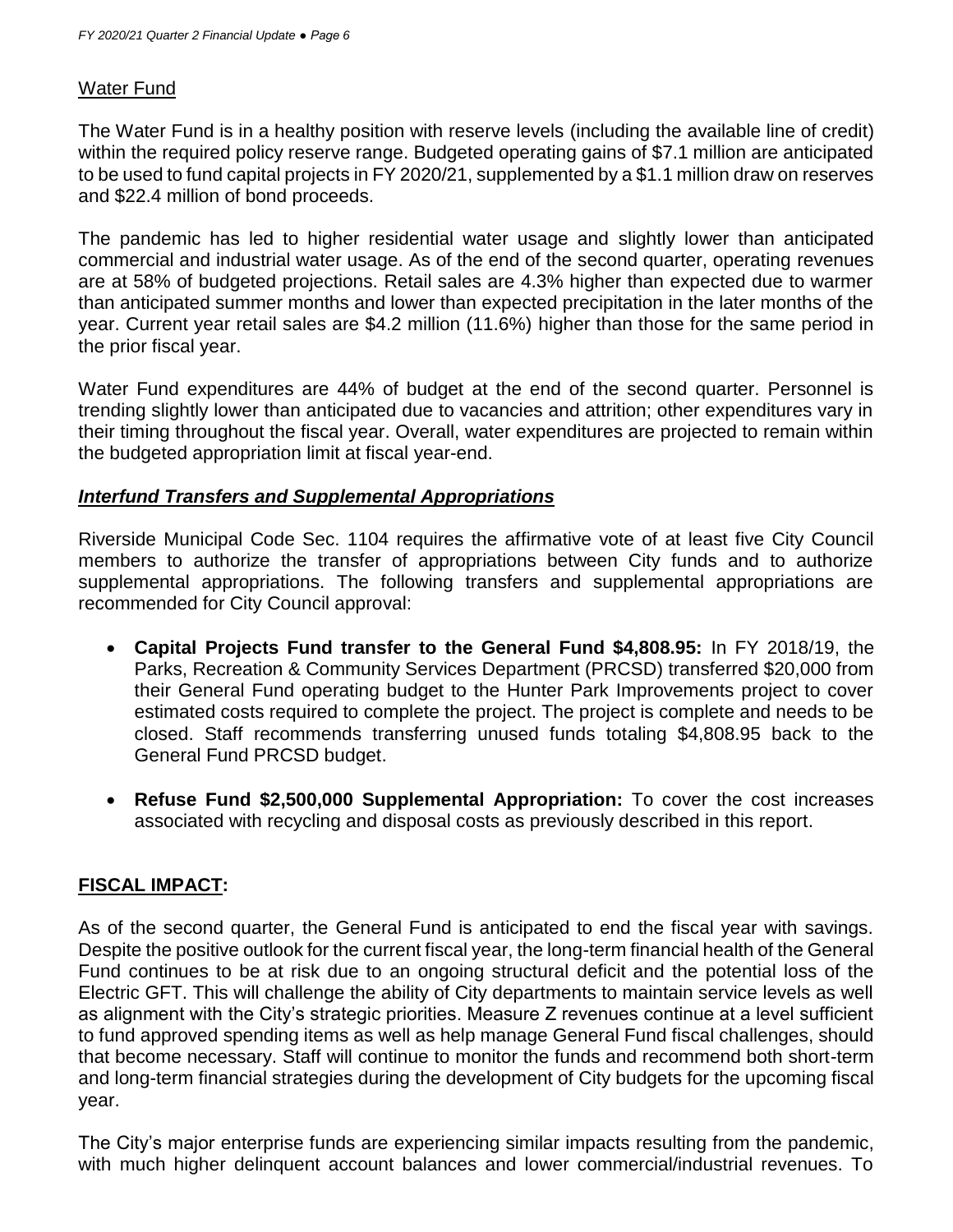## Water Fund

The Water Fund is in a healthy position with reserve levels (including the available line of credit) within the required policy reserve range. Budgeted operating gains of $7.1 million are anticipated to be used to fund capital projects in FY 2020/21, supplemented by a $1.1 million draw on reserves and $22.4 million of bond proceeds.

The pandemic has led to higher residential water usage and slightly lower than anticipated commercial and industrial water usage. As of the end of the second quarter, operating revenues are at 58% of budgeted projections. Retail sales are 4.3% higher than expected due to warmer than anticipated summer months and lower than expected precipitation in the later months of the year. Current year retail sales are $4.2 million (11.6%) higher than those for the same period in the prior fiscal year.

Water Fund expenditures are 44% of budget at the end of the second quarter. Personnel is trending slightly lower than anticipated due to vacancies and attrition; other expenditures vary in their timing throughout the fiscal year. Overall, water expenditures are projected to remain within the budgeted appropriation limit at fiscal year-end.

### ***Interfund Transfers and Supplemental Appropriations***

Riverside Municipal Code Sec. 1104 requires the affirmative vote of at least five City Council members to authorize the transfer of appropriations between City funds and to authorize supplemental appropriations. The following transfers and supplemental appropriations are recommended for City Council approval:

- **Capital Projects Fund transfer to the General Fund $4,808.95:** In FY 2018/19, the Parks, Recreation & Community Services Department (PRCSD) transferred $20,000 from their General Fund operating budget to the Hunter Park Improvements project to cover estimated costs required to complete the project. The project is complete and needs to be closed. Staff recommends transferring unused funds totaling $4,808.95 back to the General Fund PRCSD budget.
- **Refuse Fund $2,500,000 Supplemental Appropriation:** To cover the cost increases associated with recycling and disposal costs as previously described in this report.

## FISCAL IMPACT:

As of the second quarter, the General Fund is anticipated to end the fiscal year with savings. Despite the positive outlook for the current fiscal year, the long-term financial health of the General Fund continues to be at risk due to an ongoing structural deficit and the potential loss of the Electric GFT. This will challenge the ability of City departments to maintain service levels as well as alignment with the City's strategic priorities. Measure Z revenues continue at a level sufficient to fund approved spending items as well as help manage General Fund fiscal challenges, should that become necessary. Staff will continue to monitor the funds and recommend both short-term and long-term financial strategies during the development of City budgets for the upcoming fiscal year.

The City's major enterprise funds are experiencing similar impacts resulting from the pandemic, with much higher delinquent account balances and lower commercial/industrial revenues. To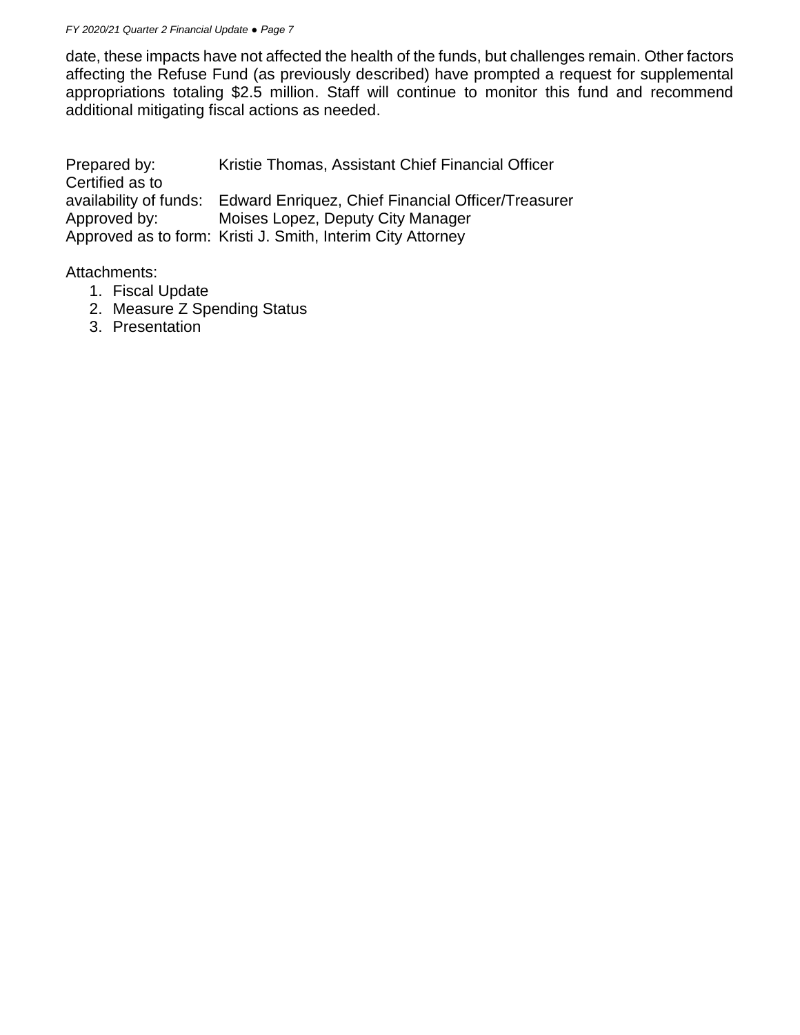date, these impacts have not affected the health of the funds, but challenges remain. Other factors affecting the Refuse Fund (as previously described) have prompted a request for supplemental appropriations totaling $2.5 million. Staff will continue to monitor this fund and recommend additional mitigating fiscal actions as needed.

| | |
|---|---|
| Prepared by: | Kristie Thomas, Assistant Chief Financial Officer |
| Certified as to availability of funds: | Edward Enriquez, Chief Financial Officer/Treasurer |
| Approved by: | Moises Lopez, Deputy City Manager |
| Approved as to form: | Kristi J. Smith, Interim City Attorney |

Attachments:

1. Fiscal Update
2. Measure Z Spending Status
3. Presentation